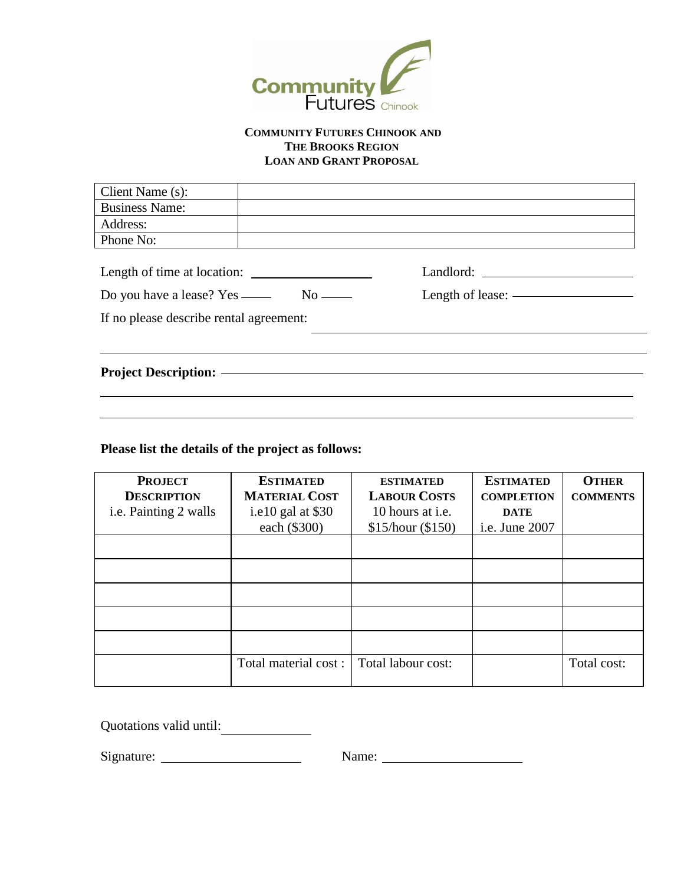Community Futures Chinook

**COMMUNITY FUTURES CHINOOK AND**
**THE BROOKS REGION**
**LOAN AND GRANT PROPOSAL**

| Client Name (s): | |
|---|---|
| Business Name: | |
| Address: | |
| Phone No: | |

Length of time at location: ____________________ Landlord: ________________________

Do you have a lease? Yes _____ No _____ Length of lease: ____________________

If no please describe rental agreement: ________________________________________

________________________________________________________________________

**Project Description:** ______________________________________________________

________________________________________________________________________

________________________________________________________________________

**Please list the details of the project as follows:**

| **PROJECT DESCRIPTION** i.e. Painting 2 walls | **ESTIMATED MATERIAL COST** i.e10 gal at $30 each ($300) | **ESTIMATED LABOUR COSTS** 10 hours at i.e. $15/hour ($150) | **ESTIMATED COMPLETION DATE** i.e. June 2007 | **OTHER COMMENTS** |
|---|---|---|---|---|
| | | | | |
| | | | | |
| | | | | |
| | | | | |
| | | | | |
| | Total material cost : | Total labour cost: | | Total cost: |

Quotations valid until: ______________

Signature: ______________________ Name: ______________________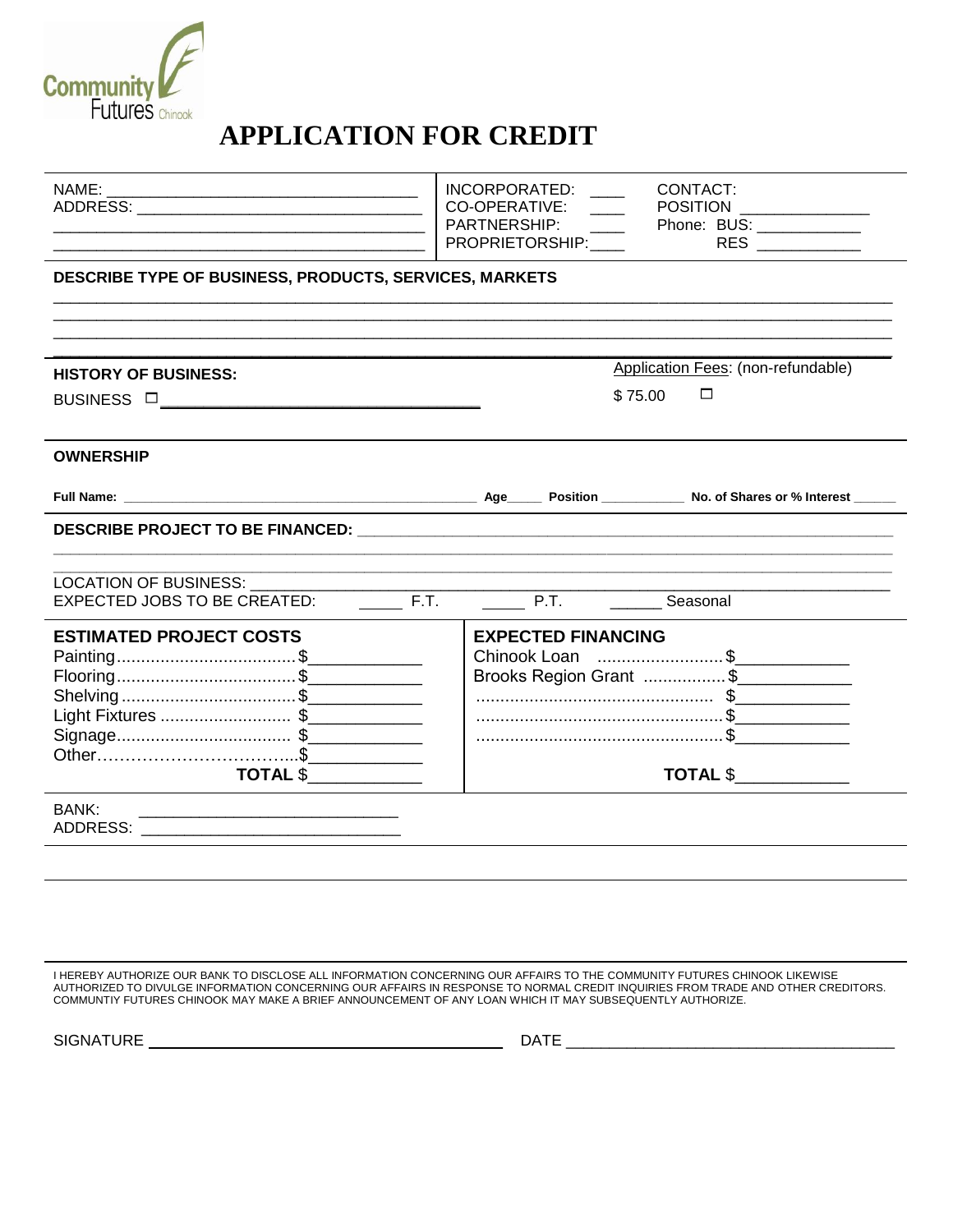Community Futures Chinook

# APPLICATION FOR CREDIT

| | | |
|---|---|---|
| NAME: ____________________ | INCORPORATED: ____ | CONTACT: |
| ADDRESS: ____________________ | CO-OPERATIVE: ____ | POSITION ____________ |
| ____________________ | PARTNERSHIP: ____ | Phone: BUS: ____________ |
| ____________________ | PROPRIETORSHIP: ____ | RES ____________ |

**DESCRIBE TYPE OF BUSINESS, PRODUCTS, SERVICES, MARKETS**

______________________________________________________________________

______________________________________________________________________

______________________________________________________________________

______________________________________________________________________

**HISTORY OF BUSINESS:**

BUSINESS ☐ ______________________________

Application Fees: (non-refundable)

$ 75.00 ☐

**OWNERSHIP**

**Full Name:** ______________________________ **Age**_____ **Position** ___________ **No. of Shares or % Interest** ______

**DESCRIBE PROJECT TO BE FINANCED:** ______________________________________________

______________________________________________________________________

______________________________________________________________________

LOCATION OF BUSINESS: ______________________________________________

EXPECTED JOBS TO BE CREATED: _____ F.T. _____ P.T. ______ Seasonal

| **ESTIMATED PROJECT COSTS** | | **EXPECTED FINANCING** | |
|---|---|---|---|
| Painting | $____________ | Chinook Loan | $____________ |
| Flooring | $____________ | Brooks Region Grant | $____________ |
| Shelving | $____________ | | $____________ |
| Light Fixtures | $____________ | | $____________ |
| Signage | $____________ | | $____________ |
| Other | $____________ | | |
| **TOTAL** | $____________ | **TOTAL** | $____________ |

BANK: ______________________________

ADDRESS: ______________________________

I HEREBY AUTHORIZE OUR BANK TO DISCLOSE ALL INFORMATION CONCERNING OUR AFFAIRS TO THE COMMUNITY FUTURES CHINOOK LIKEWISE AUTHORIZED TO DIVULGE INFORMATION CONCERNING OUR AFFAIRS IN RESPONSE TO NORMAL CREDIT INQUIRIES FROM TRADE AND OTHER CREDITORS. COMMUNTIY FUTURES CHINOOK MAY MAKE A BRIEF ANNOUNCEMENT OF ANY LOAN WHICH IT MAY SUBSEQUENTLY AUTHORIZE.

SIGNATURE ______________________________ DATE ______________________________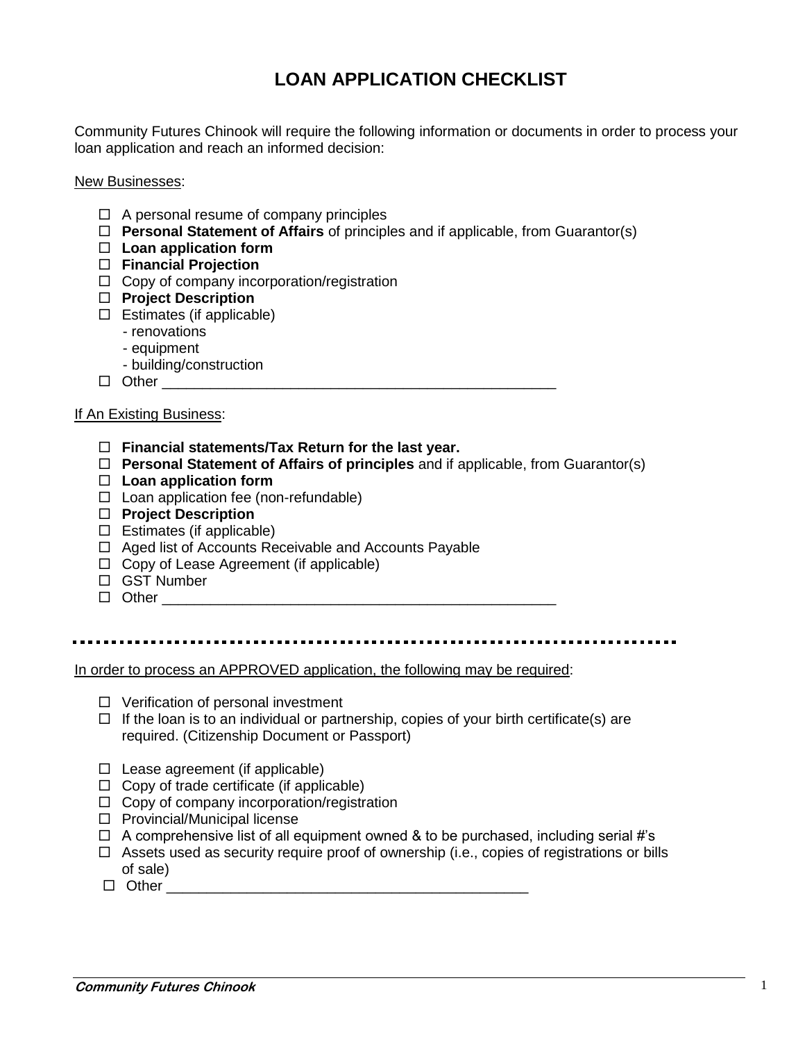# LOAN APPLICATION CHECKLIST

Community Futures Chinook will require the following information or documents in order to process your loan application and reach an informed decision:

New Businesses:

- ☐ A personal resume of company principles
- ☐ **Personal Statement of Affairs** of principles and if applicable, from Guarantor(s)
- ☐ **Loan application form**
- ☐ **Financial Projection**
- ☐ Copy of company incorporation/registration
- ☐ **Project Description**
- ☐ Estimates (if applicable)
  - renovations
  - equipment
  - building/construction
- ☐ Other ___________________________________________________

If An Existing Business:

- ☐ **Financial statements/Tax Return for the last year.**
- ☐ **Personal Statement of Affairs of principles** and if applicable, from Guarantor(s)
- ☐ **Loan application form**
- ☐ Loan application fee (non-refundable)
- ☐ **Project Description**
- ☐ Estimates (if applicable)
- ☐ Aged list of Accounts Receivable and Accounts Payable
- ☐ Copy of Lease Agreement (if applicable)
- ☐ GST Number
- ☐ Other ___________________________________________________

---

In order to process an APPROVED application, the following may be required:

- ☐ Verification of personal investment
- ☐ If the loan is to an individual or partnership, copies of your birth certificate(s) are required. (Citizenship Document or Passport)
- ☐ Lease agreement (if applicable)
- ☐ Copy of trade certificate (if applicable)
- ☐ Copy of company incorporation/registration
- ☐ Provincial/Municipal license
- ☐ A comprehensive list of all equipment owned & to be purchased, including serial #'s
- ☐ Assets used as security require proof of ownership (i.e., copies of registrations or bills of sale)
- ☐ Other ______________________________________________